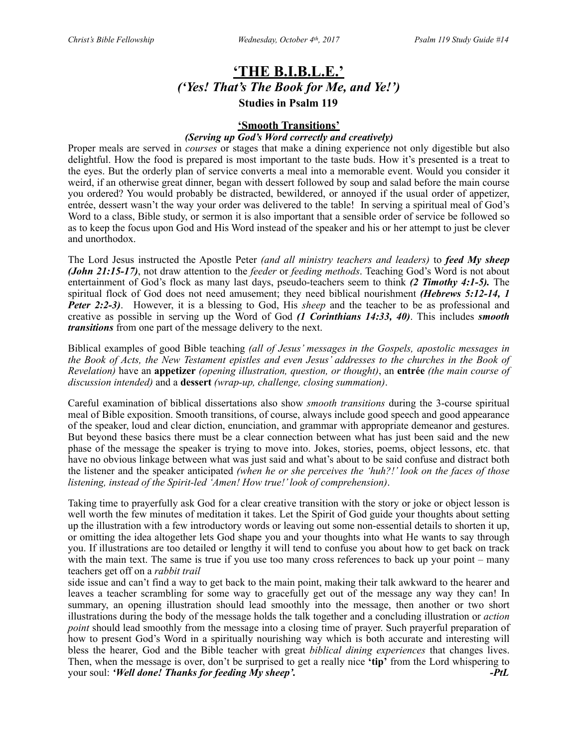# 'THE B.I.B.L.E.'

## *('Yes! That's The Book for Me, and Ye!')*

### Studies in Psalm 119

#### 'Smooth Transitions'

***(Serving up God's Word correctly and creatively)***

Proper meals are served in *courses* or stages that make a dining experience not only digestible but also delightful. How the food is prepared is most important to the taste buds. How it's presented is a treat to the eyes. But the orderly plan of service converts a meal into a memorable event. Would you consider it weird, if an otherwise great dinner, began with dessert followed by soup and salad before the main course you ordered? You would probably be distracted, bewildered, or annoyed if the usual order of appetizer, entrée, dessert wasn't the way your order was delivered to the table! In serving a spiritual meal of God's Word to a class, Bible study, or sermon it is also important that a sensible order of service be followed so as to keep the focus upon God and His Word instead of the speaker and his or her attempt to just be clever and unorthodox.

The Lord Jesus instructed the Apostle Peter *(and all ministry teachers and leaders)* to ***feed My sheep (John 21:15-17)***, not draw attention to the *feeder* or *feeding methods*. Teaching God's Word is not about entertainment of God's flock as many last days, pseudo-teachers seem to think ***(2 Timothy 4:1-5).*** The spiritual flock of God does not need amusement; they need biblical nourishment ***(Hebrews 5:12-14, 1 Peter 2:2-3)***. However, it is a blessing to God, His *sheep* and the teacher to be as professional and creative as possible in serving up the Word of God ***(1 Corinthians 14:33, 40)***. This includes ***smooth transitions*** from one part of the message delivery to the next.

Biblical examples of good Bible teaching *(all of Jesus' messages in the Gospels, apostolic messages in the Book of Acts, the New Testament epistles and even Jesus' addresses to the churches in the Book of Revelation)* have an **appetizer** *(opening illustration, question, or thought)*, an **entrée** *(the main course of discussion intended)* and a **dessert** *(wrap-up, challenge, closing summation)*.

Careful examination of biblical dissertations also show *smooth transitions* during the 3-course spiritual meal of Bible exposition. Smooth transitions, of course, always include good speech and good appearance of the speaker, loud and clear diction, enunciation, and grammar with appropriate demeanor and gestures. But beyond these basics there must be a clear connection between what has just been said and the new phase of the message the speaker is trying to move into. Jokes, stories, poems, object lessons, etc. that have no obvious linkage between what was just said and what's about to be said confuse and distract both the listener and the speaker anticipated *(when he or she perceives the 'huh?!' look on the faces of those listening, instead of the Spirit-led 'Amen! How true!' look of comprehension)*.

Taking time to prayerfully ask God for a clear creative transition with the story or joke or object lesson is well worth the few minutes of meditation it takes. Let the Spirit of God guide your thoughts about setting up the illustration with a few introductory words or leaving out some non-essential details to shorten it up, or omitting the idea altogether lets God shape you and your thoughts into what He wants to say through you. If illustrations are too detailed or lengthy it will tend to confuse you about how to get back on track with the main text. The same is true if you use too many cross references to back up your point – many teachers get off on a *rabbit trail* side issue and can't find a way to get back to the main point, making their talk awkward to the hearer and leaves a teacher scrambling for some way to gracefully get out of the message any way they can! In summary, an opening illustration should lead smoothly into the message, then another or two short illustrations during the body of the message holds the talk together and a concluding illustration or *action point* should lead smoothly from the message into a closing time of prayer. Such prayerful preparation of how to present God's Word in a spiritually nourishing way which is both accurate and interesting will bless the hearer, God and the Bible teacher with great *biblical dining experiences* that changes lives. Then, when the message is over, don't be surprised to get a really nice **'tip'** from the Lord whispering to your soul: ***'Well done! Thanks for feeding My sheep'.*** ***-PtL***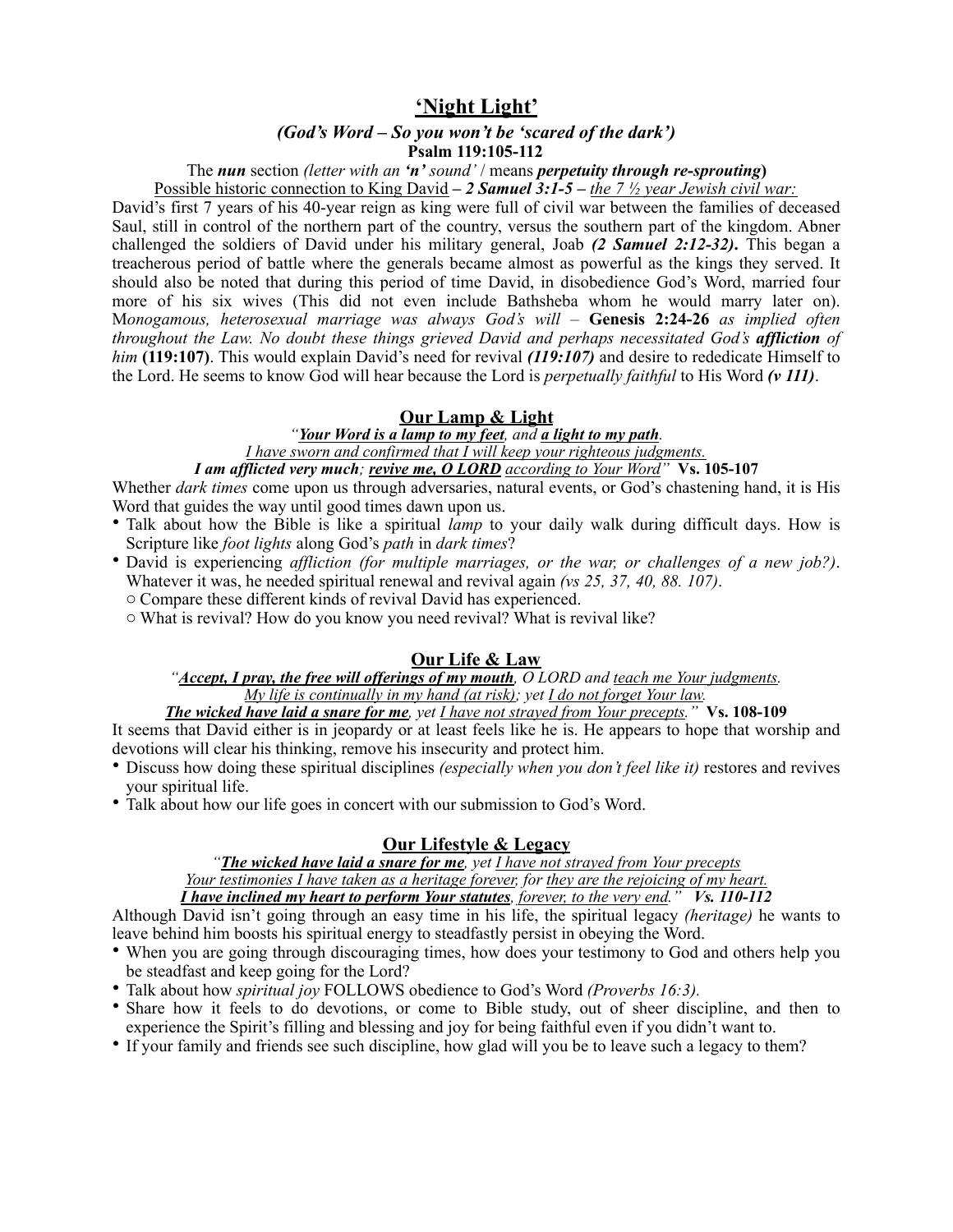# <u>'Night Light'</u>

### *(God's Word – So you won't be 'scared of the dark')*

**Psalm 119:105-112**

The ***nun*** section *(letter with an* ***'n'*** *sound'* / means ***perpetuity through re-sprouting*****)**

<u>Possible historic connection to King David</u> **–** ***2 Samuel 3:1-5*** **–** *<u>the 7 ½ year Jewish civil war:</u>*

David's first 7 years of his 40-year reign as king were full of civil war between the families of deceased Saul, still in control of the northern part of the country, versus the southern part of the kingdom. Abner challenged the soldiers of David under his military general, Joab ***(2 Samuel 2:12-32)*****.** This began a treacherous period of battle where the generals became almost as powerful as the kings they served. It should also be noted that during this period of time David, in disobedience God's Word, married four more of his six wives (This did not even include Bathsheba whom he would marry later on). M*onogamous, heterosexual marriage was always God's will* – **Genesis 2:24-26** *as implied often throughout the Law. No doubt these things grieved David and perhaps necessitated God's* ***affliction*** *of him* **(119:107)**. This would explain David's need for revival ***(119:107)*** and desire to rededicate Himself to the Lord. He seems to know God will hear because the Lord is *perpetually faithful* to His Word ***(v 111)***.

## <u>Our Lamp & Light</u>

*"<u>**Your Word is a lamp to my feet**</u>, and <u>**a light to my path**</u>.*
*<u>I have sworn and confirmed that I will keep your righteous judgments.</u>*
***I am afflicted very much****; <u>**revive me, O LORD**</u> <u>according to Your Word</u>"* **Vs. 105-107**

Whether *dark times* come upon us through adversaries, natural events, or God's chastening hand, it is His Word that guides the way until good times dawn upon us.

- Talk about how the Bible is like a spiritual *lamp* to your daily walk during difficult days. How is Scripture like *foot lights* along God's *path* in *dark times*?
- David is experiencing *affliction (for multiple marriages, or the war, or challenges of a new job?)*. Whatever it was, he needed spiritual renewal and revival again *(vs 25, 37, 40, 88. 107)*.
  - Compare these different kinds of revival David has experienced.
  - What is revival? How do you know you need revival? What is revival like?

## <u>Our Life & Law</u>

*"<u>**Accept, I pray, the free will offerings of my mouth**</u>, O LORD and <u>teach me Your judgments.</u>*
*<u>My life is continually in my hand (at risk)</u>; yet <u>I do not forget Your law.</u>*
*<u>**The wicked have laid a snare for me**</u>, yet <u>I have not strayed from Your precepts.</u>"* **Vs. 108-109**

It seems that David either is in jeopardy or at least feels like he is. He appears to hope that worship and devotions will clear his thinking, remove his insecurity and protect him.

- Discuss how doing these spiritual disciplines *(especially when you don't feel like it)* restores and revives your spiritual life.
- Talk about how our life goes in concert with our submission to God's Word.

## <u>Our Lifestyle & Legacy</u>

*"<u>**The wicked have laid a snare for me**</u>, yet <u>I have not strayed from Your precepts</u>*
*<u>Your testimonies I have taken as a heritage forever</u>, for <u>they are the rejoicing of my heart.</u>*
*<u>**I have inclined my heart to perform Your statutes**</u>, <u>forever, to the very end</u>."* ***Vs. 110-112***

Although David isn't going through an easy time in his life, the spiritual legacy *(heritage)* he wants to leave behind him boosts his spiritual energy to steadfastly persist in obeying the Word.

- When you are going through discouraging times, how does your testimony to God and others help you be steadfast and keep going for the Lord?
- Talk about how *spiritual joy* FOLLOWS obedience to God's Word *(Proverbs 16:3).*
- Share how it feels to do devotions, or come to Bible study, out of sheer discipline, and then to experience the Spirit's filling and blessing and joy for being faithful even if you didn't want to.
- If your family and friends see such discipline, how glad will you be to leave such a legacy to them?